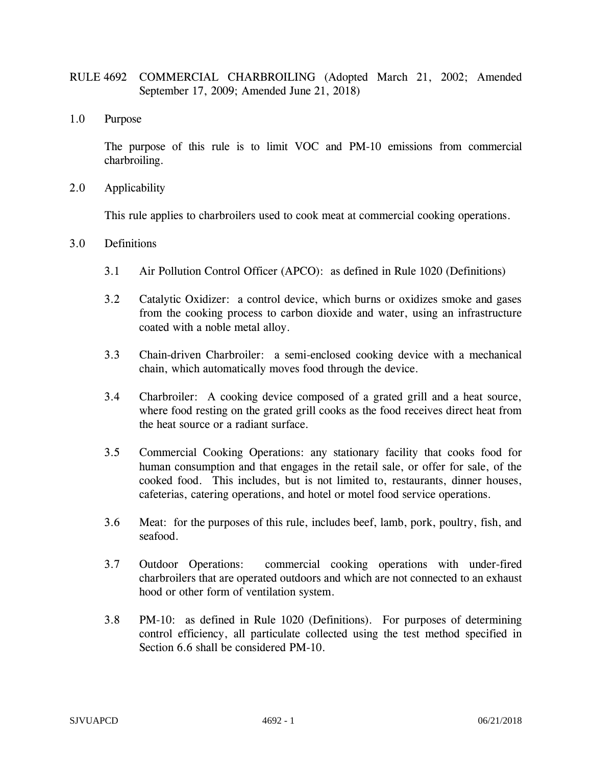# RULE 4692 COMMERCIAL CHARBROILING (Adopted March 21, 2002; Amended September 17, 2009; Amended June 21, 2018)

## 1.0 Purpose

The purpose of this rule is to limit VOC and PM-10 emissions from commercial charbroiling.

## 2.0 Applicability

This rule applies to charbroilers used to cook meat at commercial cooking operations.

## 3.0 Definitions

3.1 Air Pollution Control Officer (APCO): as defined in Rule 1020 (Definitions)

3.2 Catalytic Oxidizer: a control device, which burns or oxidizes smoke and gases from the cooking process to carbon dioxide and water, using an infrastructure coated with a noble metal alloy.

3.3 Chain-driven Charbroiler: a semi-enclosed cooking device with a mechanical chain, which automatically moves food through the device.

3.4 Charbroiler: A cooking device composed of a grated grill and a heat source, where food resting on the grated grill cooks as the food receives direct heat from the heat source or a radiant surface.

3.5 Commercial Cooking Operations: any stationary facility that cooks food for human consumption and that engages in the retail sale, or offer for sale, of the cooked food. This includes, but is not limited to, restaurants, dinner houses, cafeterias, catering operations, and hotel or motel food service operations.

3.6 Meat: for the purposes of this rule, includes beef, lamb, pork, poultry, fish, and seafood.

3.7 Outdoor Operations: commercial cooking operations with under-fired charbroilers that are operated outdoors and which are not connected to an exhaust hood or other form of ventilation system.

3.8 PM-10: as defined in Rule 1020 (Definitions). For purposes of determining control efficiency, all particulate collected using the test method specified in Section 6.6 shall be considered PM-10.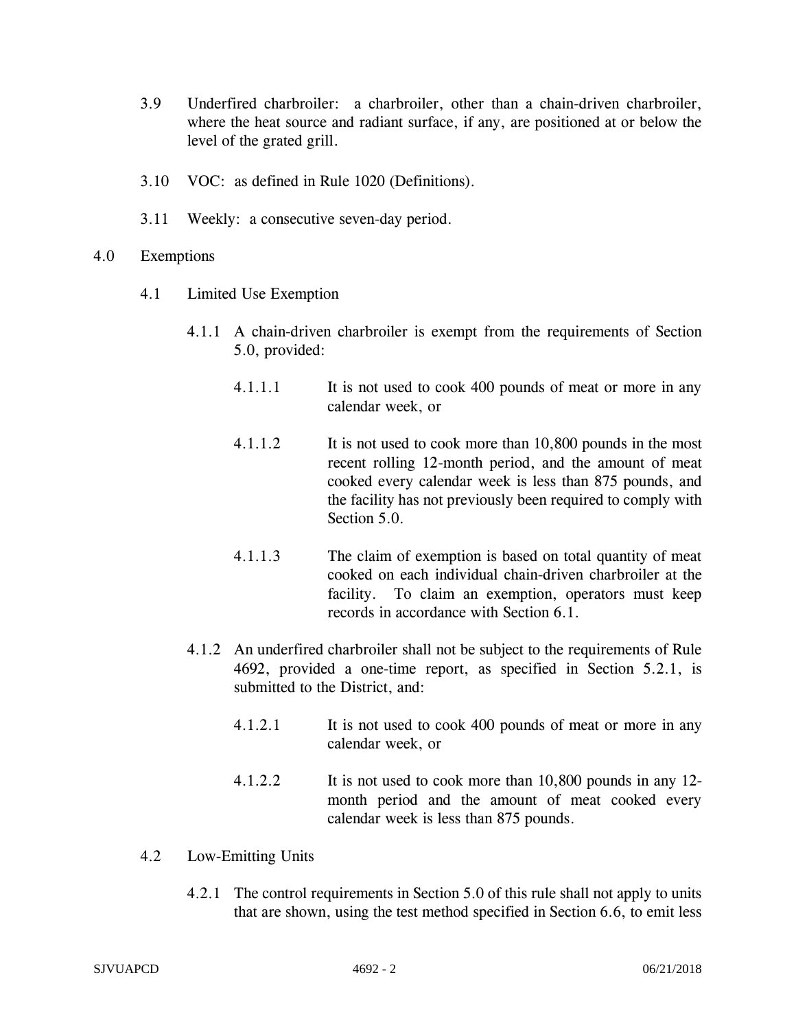3.9 Underfired charbroiler: a charbroiler, other than a chain-driven charbroiler, where the heat source and radiant surface, if any, are positioned at or below the level of the grated grill.

3.10 VOC: as defined in Rule 1020 (Definitions).

3.11 Weekly: a consecutive seven-day period.

## 4.0 Exemptions

### 4.1 Limited Use Exemption

4.1.1 A chain-driven charbroiler is exempt from the requirements of Section 5.0, provided:

4.1.1.1 It is not used to cook 400 pounds of meat or more in any calendar week, or

4.1.1.2 It is not used to cook more than 10,800 pounds in the most recent rolling 12-month period, and the amount of meat cooked every calendar week is less than 875 pounds, and the facility has not previously been required to comply with Section 5.0.

4.1.1.3 The claim of exemption is based on total quantity of meat cooked on each individual chain-driven charbroiler at the facility. To claim an exemption, operators must keep records in accordance with Section 6.1.

4.1.2 An underfired charbroiler shall not be subject to the requirements of Rule 4692, provided a one-time report, as specified in Section 5.2.1, is submitted to the District, and:

4.1.2.1 It is not used to cook 400 pounds of meat or more in any calendar week, or

4.1.2.2 It is not used to cook more than 10,800 pounds in any 12-month period and the amount of meat cooked every calendar week is less than 875 pounds.

### 4.2 Low-Emitting Units

4.2.1 The control requirements in Section 5.0 of this rule shall not apply to units that are shown, using the test method specified in Section 6.6, to emit less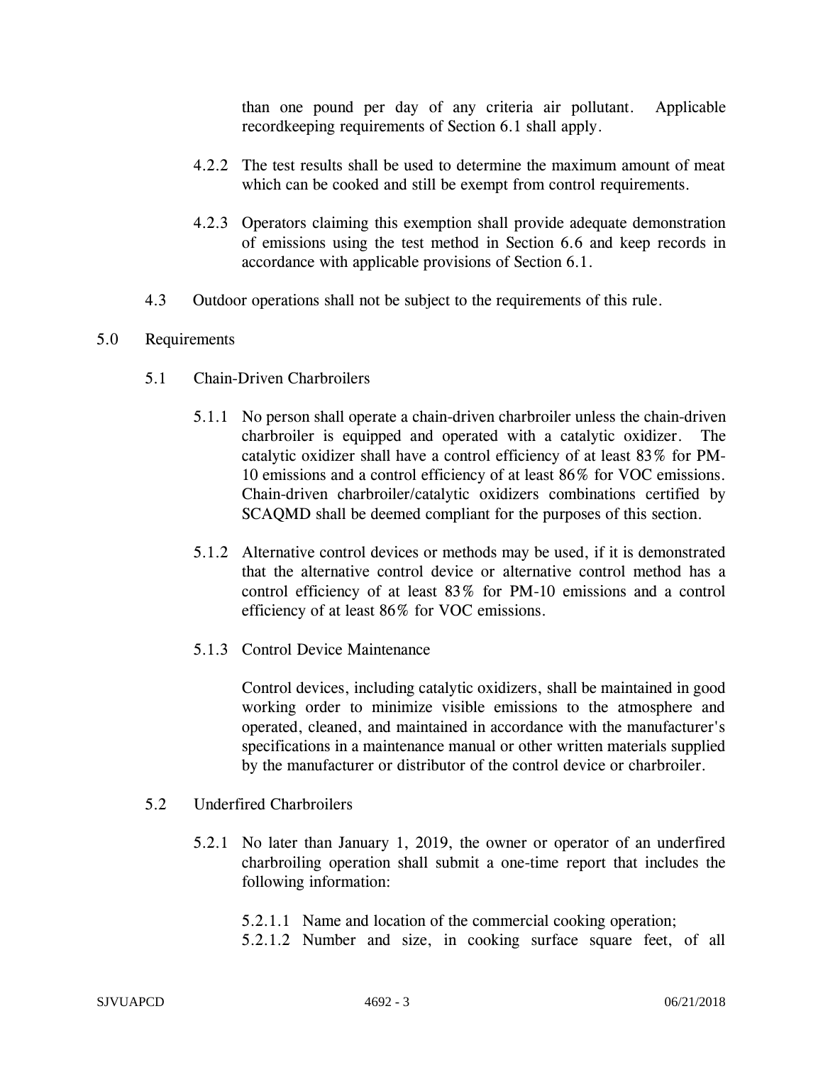than one pound per day of any criteria air pollutant. Applicable recordkeeping requirements of Section 6.1 shall apply.

4.2.2 The test results shall be used to determine the maximum amount of meat which can be cooked and still be exempt from control requirements.

4.2.3 Operators claiming this exemption shall provide adequate demonstration of emissions using the test method in Section 6.6 and keep records in accordance with applicable provisions of Section 6.1.

4.3 Outdoor operations shall not be subject to the requirements of this rule.

## 5.0 Requirements

### 5.1 Chain-Driven Charbroilers

5.1.1 No person shall operate a chain-driven charbroiler unless the chain-driven charbroiler is equipped and operated with a catalytic oxidizer. The catalytic oxidizer shall have a control efficiency of at least 83% for PM-10 emissions and a control efficiency of at least 86% for VOC emissions. Chain-driven charbroiler/catalytic oxidizers combinations certified by SCAQMD shall be deemed compliant for the purposes of this section.

5.1.2 Alternative control devices or methods may be used, if it is demonstrated that the alternative control device or alternative control method has a control efficiency of at least 83% for PM-10 emissions and a control efficiency of at least 86% for VOC emissions.

5.1.3 Control Device Maintenance

Control devices, including catalytic oxidizers, shall be maintained in good working order to minimize visible emissions to the atmosphere and operated, cleaned, and maintained in accordance with the manufacturer's specifications in a maintenance manual or other written materials supplied by the manufacturer or distributor of the control device or charbroiler.

### 5.2 Underfired Charbroilers

5.2.1 No later than January 1, 2019, the owner or operator of an underfired charbroiling operation shall submit a one-time report that includes the following information:

5.2.1.1 Name and location of the commercial cooking operation;

5.2.1.2 Number and size, in cooking surface square feet, of all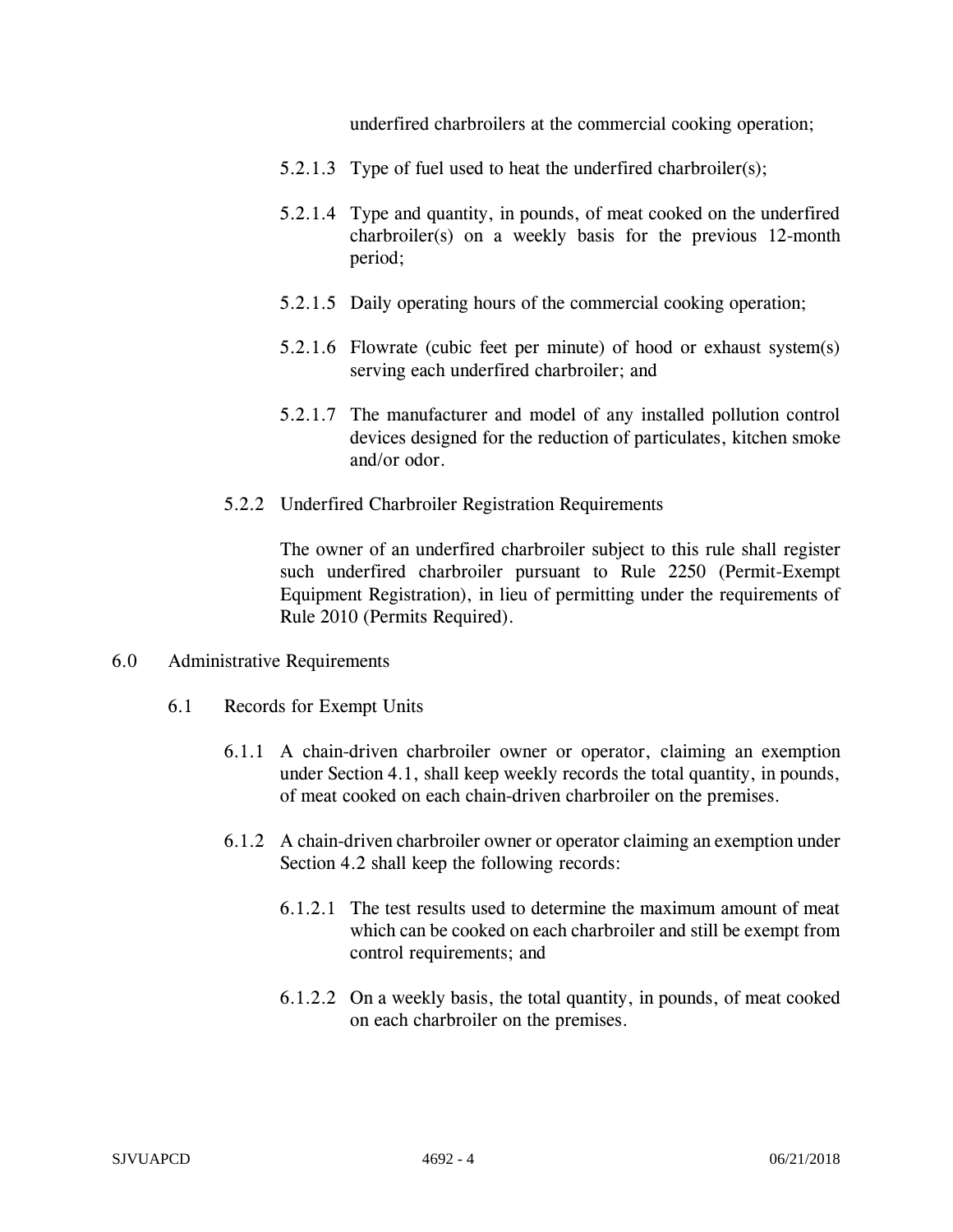underfired charbroilers at the commercial cooking operation;

5.2.1.3 Type of fuel used to heat the underfired charbroiler(s);

5.2.1.4 Type and quantity, in pounds, of meat cooked on the underfired charbroiler(s) on a weekly basis for the previous 12-month period;

5.2.1.5 Daily operating hours of the commercial cooking operation;

5.2.1.6 Flowrate (cubic feet per minute) of hood or exhaust system(s) serving each underfired charbroiler; and

5.2.1.7 The manufacturer and model of any installed pollution control devices designed for the reduction of particulates, kitchen smoke and/or odor.

5.2.2 Underfired Charbroiler Registration Requirements

The owner of an underfired charbroiler subject to this rule shall register such underfired charbroiler pursuant to Rule 2250 (Permit-Exempt Equipment Registration), in lieu of permitting under the requirements of Rule 2010 (Permits Required).

## 6.0 Administrative Requirements

### 6.1 Records for Exempt Units

6.1.1 A chain-driven charbroiler owner or operator, claiming an exemption under Section 4.1, shall keep weekly records the total quantity, in pounds, of meat cooked on each chain-driven charbroiler on the premises.

6.1.2 A chain-driven charbroiler owner or operator claiming an exemption under Section 4.2 shall keep the following records:

6.1.2.1 The test results used to determine the maximum amount of meat which can be cooked on each charbroiler and still be exempt from control requirements; and

6.1.2.2 On a weekly basis, the total quantity, in pounds, of meat cooked on each charbroiler on the premises.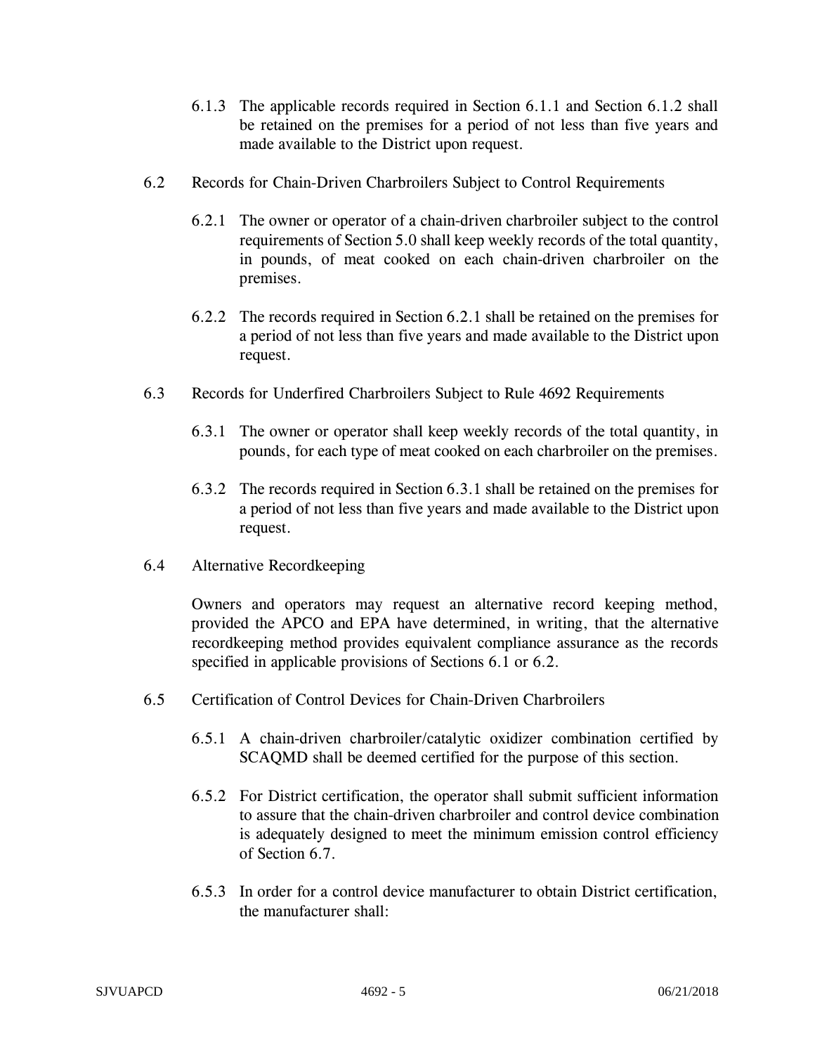6.1.3 The applicable records required in Section 6.1.1 and Section 6.1.2 shall be retained on the premises for a period of not less than five years and made available to the District upon request.

6.2 Records for Chain-Driven Charbroilers Subject to Control Requirements

6.2.1 The owner or operator of a chain-driven charbroiler subject to the control requirements of Section 5.0 shall keep weekly records of the total quantity, in pounds, of meat cooked on each chain-driven charbroiler on the premises.

6.2.2 The records required in Section 6.2.1 shall be retained on the premises for a period of not less than five years and made available to the District upon request.

6.3 Records for Underfired Charbroilers Subject to Rule 4692 Requirements

6.3.1 The owner or operator shall keep weekly records of the total quantity, in pounds, for each type of meat cooked on each charbroiler on the premises.

6.3.2 The records required in Section 6.3.1 shall be retained on the premises for a period of not less than five years and made available to the District upon request.

6.4 Alternative Recordkeeping

Owners and operators may request an alternative record keeping method, provided the APCO and EPA have determined, in writing, that the alternative recordkeeping method provides equivalent compliance assurance as the records specified in applicable provisions of Sections 6.1 or 6.2.

6.5 Certification of Control Devices for Chain-Driven Charbroilers

6.5.1 A chain-driven charbroiler/catalytic oxidizer combination certified by SCAQMD shall be deemed certified for the purpose of this section.

6.5.2 For District certification, the operator shall submit sufficient information to assure that the chain-driven charbroiler and control device combination is adequately designed to meet the minimum emission control efficiency of Section 6.7.

6.5.3 In order for a control device manufacturer to obtain District certification, the manufacturer shall: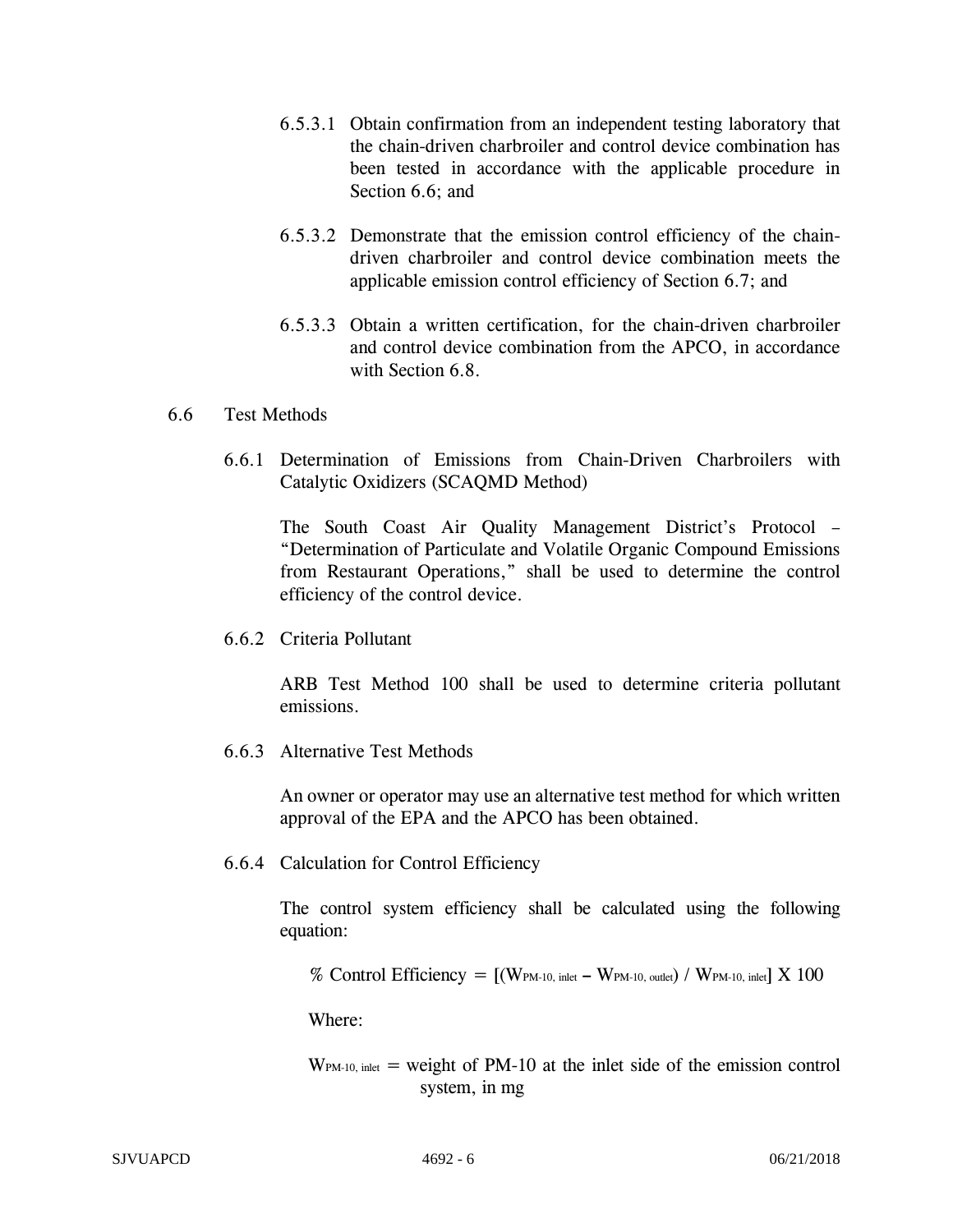6.5.3.1 Obtain confirmation from an independent testing laboratory that the chain-driven charbroiler and control device combination has been tested in accordance with the applicable procedure in Section 6.6; and

6.5.3.2 Demonstrate that the emission control efficiency of the chain-driven charbroiler and control device combination meets the applicable emission control efficiency of Section 6.7; and

6.5.3.3 Obtain a written certification, for the chain-driven charbroiler and control device combination from the APCO, in accordance with Section 6.8.

## 6.6 Test Methods

### 6.6.1 Determination of Emissions from Chain-Driven Charbroilers with Catalytic Oxidizers (SCAQMD Method)

The South Coast Air Quality Management District's Protocol – "Determination of Particulate and Volatile Organic Compound Emissions from Restaurant Operations," shall be used to determine the control efficiency of the control device.

### 6.6.2 Criteria Pollutant

ARB Test Method 100 shall be used to determine criteria pollutant emissions.

### 6.6.3 Alternative Test Methods

An owner or operator may use an alternative test method for which written approval of the EPA and the APCO has been obtained.

### 6.6.4 Calculation for Control Efficiency

The control system efficiency shall be calculated using the following equation:

$$\% \text{ Control Efficiency} = [(W_{PM\text{-}10,\ inlet} - W_{PM\text{-}10,\ outlet}) / W_{PM\text{-}10,\ inlet}] \times 100$$

Where:

$W_{PM\text{-}10,\ inlet}$ = weight of PM-10 at the inlet side of the emission control system, in mg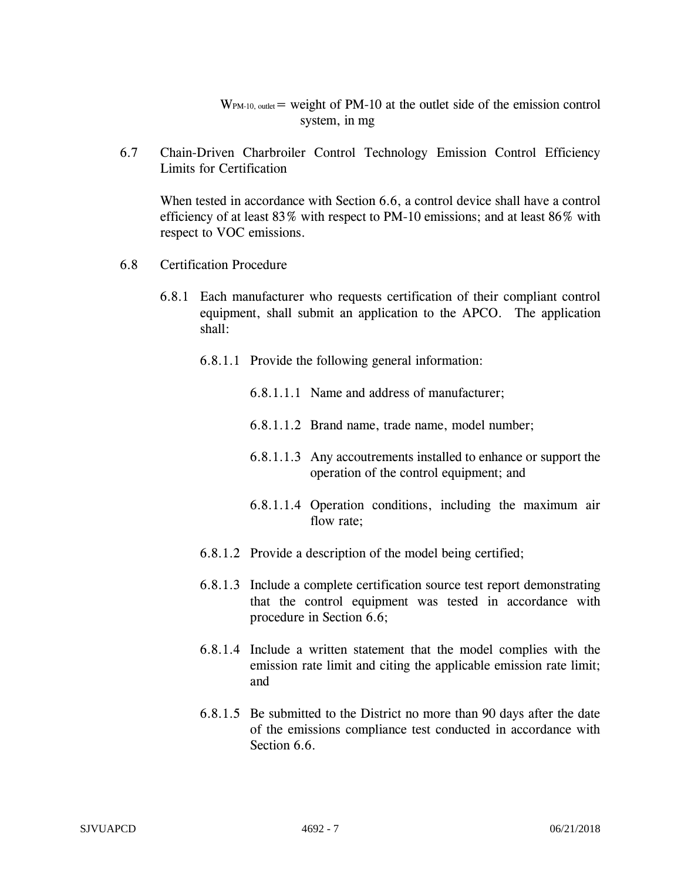$W_{PM\text{-}10,\ outlet}$ = weight of PM-10 at the outlet side of the emission control system, in mg

6.7 Chain-Driven Charbroiler Control Technology Emission Control Efficiency Limits for Certification

When tested in accordance with Section 6.6, a control device shall have a control efficiency of at least 83% with respect to PM-10 emissions; and at least 86% with respect to VOC emissions.

6.8 Certification Procedure

6.8.1 Each manufacturer who requests certification of their compliant control equipment, shall submit an application to the APCO. The application shall:

6.8.1.1 Provide the following general information:

6.8.1.1.1 Name and address of manufacturer;

6.8.1.1.2 Brand name, trade name, model number;

6.8.1.1.3 Any accoutrements installed to enhance or support the operation of the control equipment; and

6.8.1.1.4 Operation conditions, including the maximum air flow rate;

6.8.1.2 Provide a description of the model being certified;

6.8.1.3 Include a complete certification source test report demonstrating that the control equipment was tested in accordance with procedure in Section 6.6;

6.8.1.4 Include a written statement that the model complies with the emission rate limit and citing the applicable emission rate limit; and

6.8.1.5 Be submitted to the District no more than 90 days after the date of the emissions compliance test conducted in accordance with Section 6.6.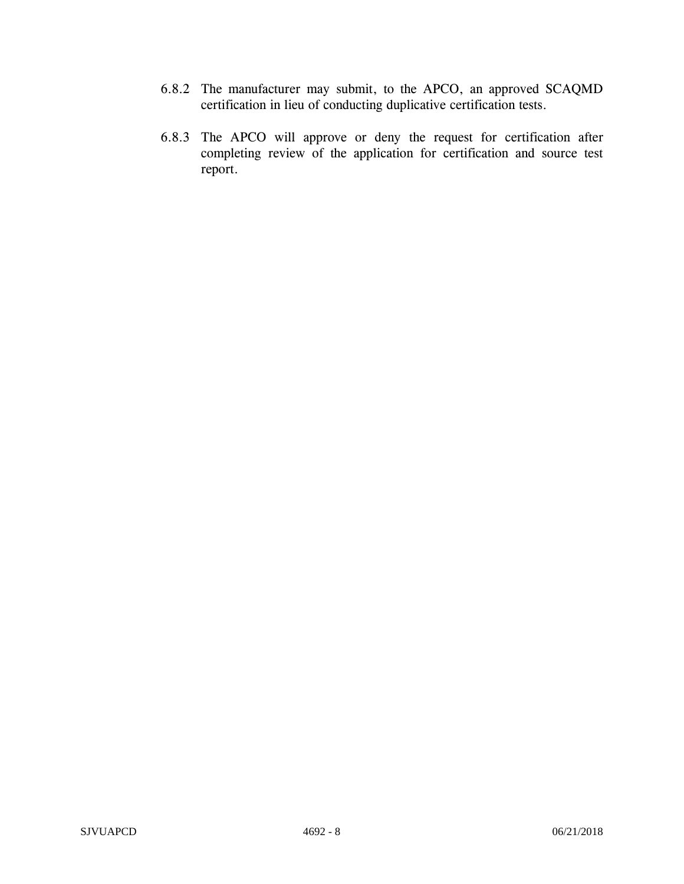6.8.2 The manufacturer may submit, to the APCO, an approved SCAQMD certification in lieu of conducting duplicative certification tests.

6.8.3 The APCO will approve or deny the request for certification after completing review of the application for certification and source test report.